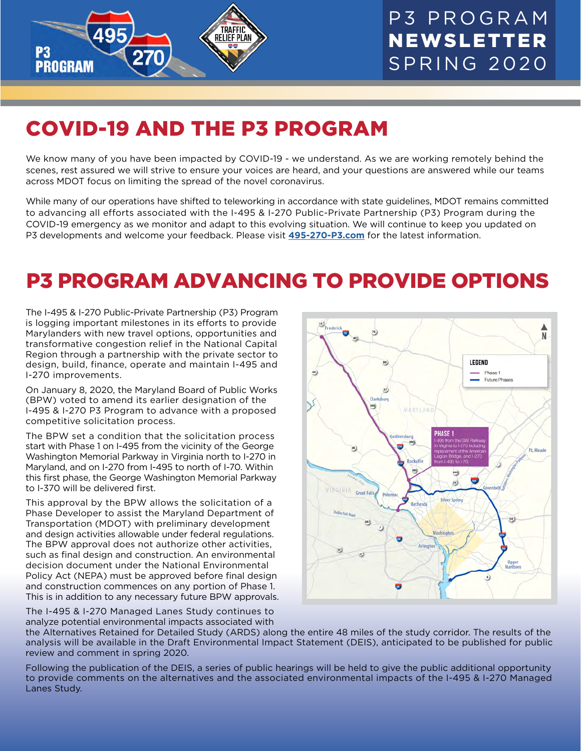# P3 PROGRAM NEWSLETTER SPRING 2020

## COVID-19 AND THE P3 PROGRAM

We know many of you have been impacted by COVID-19 - we understand. As we are working remotely behind the scenes, rest assured we will strive to ensure your voices are heard, and your questions are answered while our teams across MDOT focus on limiting the spread of the novel coronavirus.

While many of our operations have shifted to teleworking in accordance with state guidelines, MDOT remains committed to advancing all efforts associated with the I-495 & I-270 Public-Private Partnership (P3) Program during the COVID-19 emergency as we monitor and adapt to this evolving situation. We will continue to keep you updated on P3 developments and welcome your feedback. Please visit **495-270-P3.com** for the latest information.

## P3 PROGRAM ADVANCING TO PROVIDE OPTIONS

The I-495 & I-270 Public-Private Partnership (P3) Program is logging important milestones in its efforts to provide Marylanders with new travel options, opportunities and transformative congestion relief in the National Capital Region through a partnership with the private sector to design, build, finance, operate and maintain I-495 and I-270 improvements.

On January 8, 2020, the Maryland Board of Public Works (BPW) voted to amend its earlier designation of the I-495 & I-270 P3 Program to advance with a proposed competitive solicitation process.

The BPW set a condition that the solicitation process start with Phase 1 on I-495 from the vicinity of the George Washington Memorial Parkway in Virginia north to I-270 in Maryland, and on I-270 from I-495 to north of I-70. Within this first phase, the George Washington Memorial Parkway to I-370 will be delivered first.

This approval by the BPW allows the solicitation of a Phase Developer to assist the Maryland Department of Transportation (MDOT) with preliminary development and design activities allowable under federal regulations. The BPW approval does not authorize other activities, such as final design and construction. An environmental decision document under the National Environmental Policy Act (NEPA) must be approved before final design and construction commences on any portion of Phase 1. This is in addition to any necessary future BPW approvals.

LEGEND
- Phase 1
- Future Phases

PHASE 1
I-495 from the GW Parkway in Virginia to I-270 including replacement of the American Legion Bridge, and I-270 from I-495 to I-70.

The I-495 & I-270 Managed Lanes Study continues to analyze potential environmental impacts associated with the Alternatives Retained for Detailed Study (ARDS) along the entire 48 miles of the study corridor. The results of the analysis will be available in the Draft Environmental Impact Statement (DEIS), anticipated to be published for public review and comment in spring 2020.

Following the publication of the DEIS, a series of public hearings will be held to give the public additional opportunity to provide comments on the alternatives and the associated environmental impacts of the I-495 & I-270 Managed Lanes Study.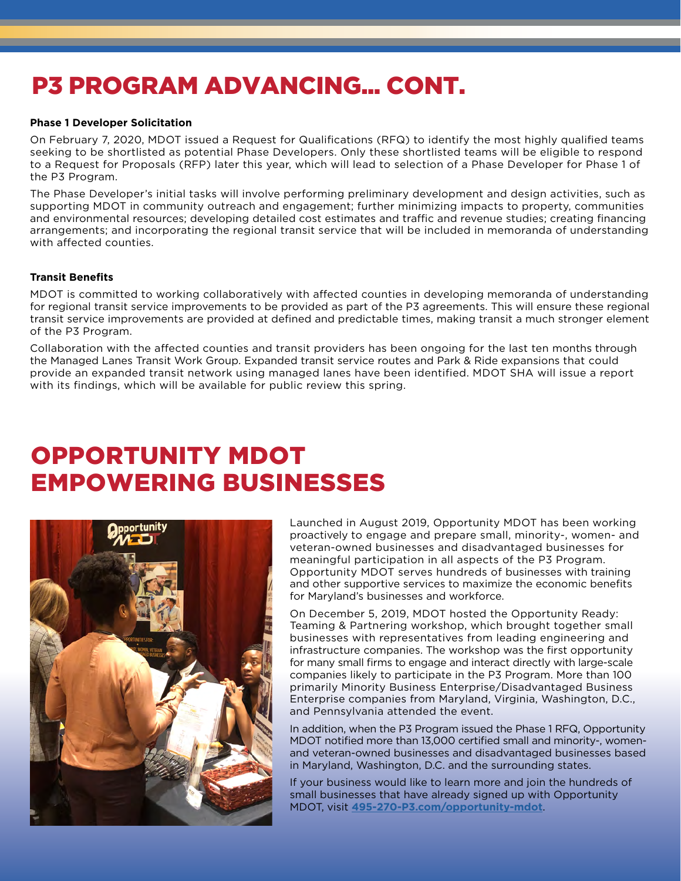# P3 PROGRAM ADVANCING... CONT.

**Phase 1 Developer Solicitation**

On February 7, 2020, MDOT issued a Request for Qualifications (RFQ) to identify the most highly qualified teams seeking to be shortlisted as potential Phase Developers. Only these shortlisted teams will be eligible to respond to a Request for Proposals (RFP) later this year, which will lead to selection of a Phase Developer for Phase 1 of the P3 Program.

The Phase Developer's initial tasks will involve performing preliminary development and design activities, such as supporting MDOT in community outreach and engagement; further minimizing impacts to property, communities and environmental resources; developing detailed cost estimates and traffic and revenue studies; creating financing arrangements; and incorporating the regional transit service that will be included in memoranda of understanding with affected counties.

**Transit Benefits**

MDOT is committed to working collaboratively with affected counties in developing memoranda of understanding for regional transit service improvements to be provided as part of the P3 agreements. This will ensure these regional transit service improvements are provided at defined and predictable times, making transit a much stronger element of the P3 Program.

Collaboration with the affected counties and transit providers has been ongoing for the last ten months through the Managed Lanes Transit Work Group. Expanded transit service routes and Park & Ride expansions that could provide an expanded transit network using managed lanes have been identified. MDOT SHA will issue a report with its findings, which will be available for public review this spring.

# OPPORTUNITY MDOT EMPOWERING BUSINESSES

Launched in August 2019, Opportunity MDOT has been working proactively to engage and prepare small, minority-, women- and veteran-owned businesses and disadvantaged businesses for meaningful participation in all aspects of the P3 Program. Opportunity MDOT serves hundreds of businesses with training and other supportive services to maximize the economic benefits for Maryland's businesses and workforce.

On December 5, 2019, MDOT hosted the Opportunity Ready: Teaming & Partnering workshop, which brought together small businesses with representatives from leading engineering and infrastructure companies. The workshop was the first opportunity for many small firms to engage and interact directly with large-scale companies likely to participate in the P3 Program. More than 100 primarily Minority Business Enterprise/Disadvantaged Business Enterprise companies from Maryland, Virginia, Washington, D.C., and Pennsylvania attended the event.

In addition, when the P3 Program issued the Phase 1 RFQ, Opportunity MDOT notified more than 13,000 certified small and minority-, women- and veteran-owned businesses and disadvantaged businesses based in Maryland, Washington, D.C. and the surrounding states.

If your business would like to learn more and join the hundreds of small businesses that have already signed up with Opportunity MDOT, visit **495-270-P3.com/opportunity-mdot**.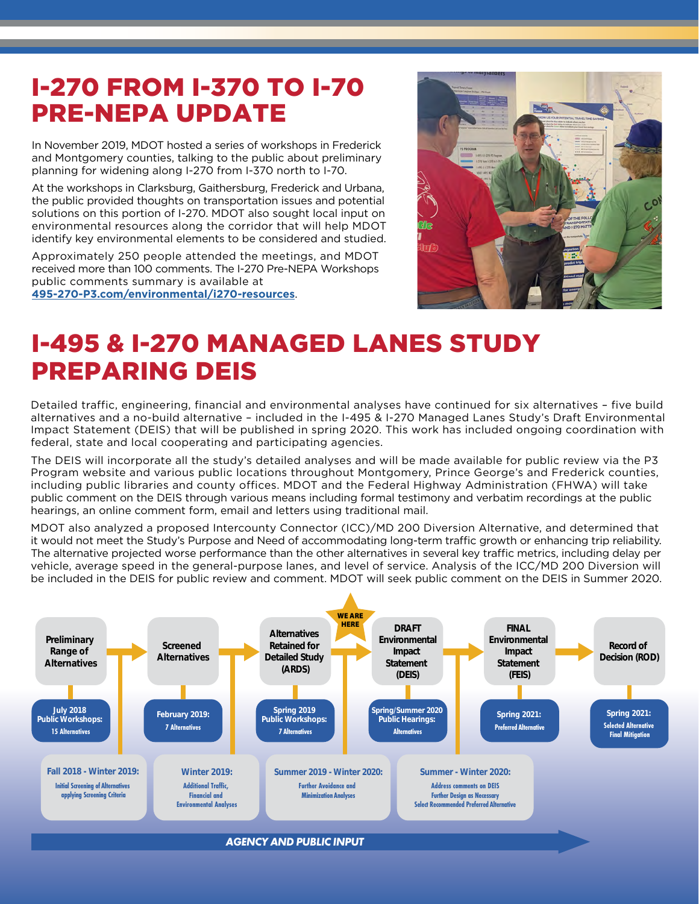# I-270 FROM I-370 TO I-70 PRE-NEPA UPDATE

In November 2019, MDOT hosted a series of workshops in Frederick and Montgomery counties, talking to the public about preliminary planning for widening along I-270 from I-370 north to I-70.

At the workshops in Clarksburg, Gaithersburg, Frederick and Urbana, the public provided thoughts on transportation issues and potential solutions on this portion of I-270. MDOT also sought local input on environmental resources along the corridor that will help MDOT identify key environmental elements to be considered and studied.

Approximately 250 people attended the meetings, and MDOT received more than 100 comments. The I-270 Pre-NEPA Workshops public comments summary is available at **495-270-P3.com/environmental/i270-resources**.

# I-495 & I-270 MANAGED LANES STUDY PREPARING DEIS

Detailed traffic, engineering, financial and environmental analyses have continued for six alternatives – five build alternatives and a no-build alternative – included in the I-495 & I-270 Managed Lanes Study's Draft Environmental Impact Statement (DEIS) that will be published in spring 2020. This work has included ongoing coordination with federal, state and local cooperating and participating agencies.

The DEIS will incorporate all the study's detailed analyses and will be made available for public review via the P3 Program website and various public locations throughout Montgomery, Prince George's and Frederick counties, including public libraries and county offices. MDOT and the Federal Highway Administration (FHWA) will take public comment on the DEIS through various means including formal testimony and verbatim recordings at the public hearings, an online comment form, email and letters using traditional mail.

MDOT also analyzed a proposed Intercounty Connector (ICC)/MD 200 Diversion Alternative, and determined that it would not meet the Study's Purpose and Need of accommodating long-term traffic growth or enhancing trip reliability. The alternative projected worse performance than the other alternatives in several key traffic metrics, including delay per vehicle, average speed in the general-purpose lanes, and level of service. Analysis of the ICC/MD 200 Diversion will be included in the DEIS for public review and comment. MDOT will seek public comment on the DEIS in Summer 2020.

**Preliminary Range of Alternatives** → **Screened Alternatives** → **Alternatives Retained for Detailed Study (ARDS)** → (WE ARE HERE) → **DRAFT Environmental Impact Statement (DEIS)** → **FINAL Environmental Impact Statement (FEIS)** → **Record of Decision (ROD)**

- **July 2018 Public Workshops:** 15 Alternatives
- **February 2019:** 7 Alternatives
- **Spring 2019 Public Workshops:** 7 Alternatives
- **Spring/Summer 2020 Public Hearings:** Alternatives
- **Spring 2021:** Preferred Alternative
- **Spring 2021:** Selected Alternative, Final Mitigation

- **Fall 2018 - Winter 2019:** Initial Screening of Alternatives applying Screening Criteria
- **Winter 2019:** Additional Traffic, Financial and Environmental Analyses
- **Summer 2019 - Winter 2020:** Further Avoidance and Minimization Analyses
- **Summer - Winter 2020:** Address comments on DEIS, Further Design as Necessary, Select Recommended Preferred Alternative

**AGENCY AND PUBLIC INPUT**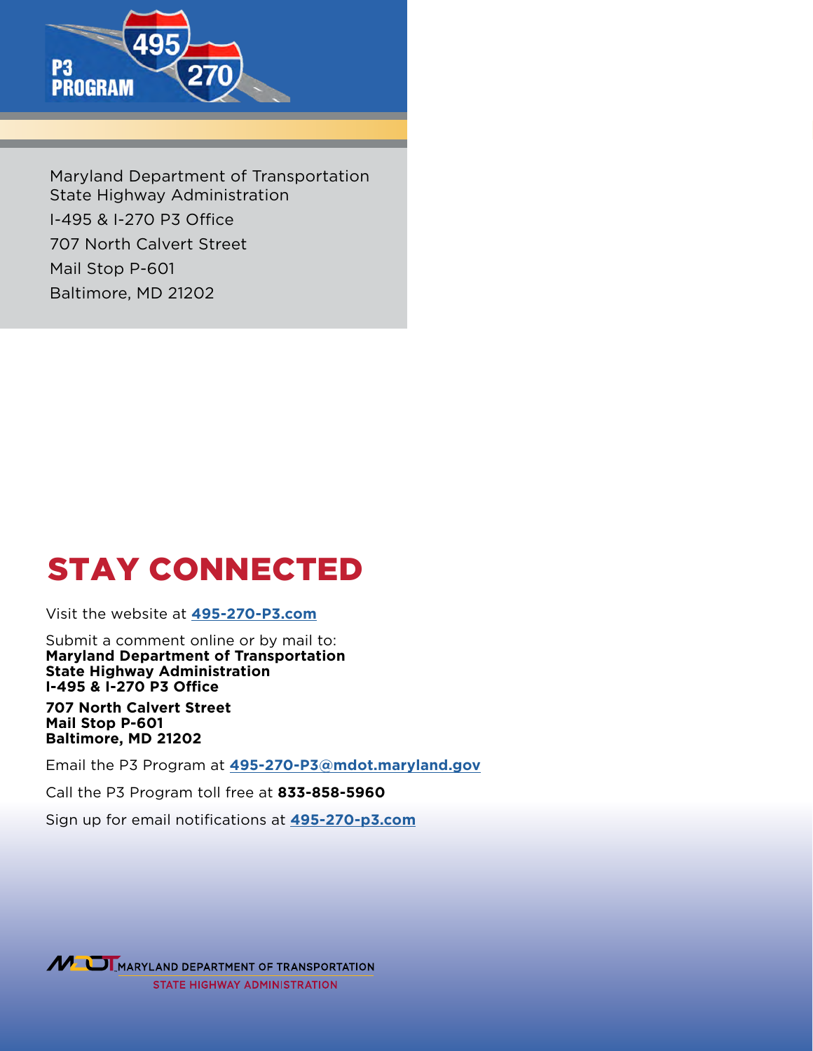P3 PROGRAM

Maryland Department of Transportation
State Highway Administration
I-495 & I-270 P3 Office
707 North Calvert Street
Mail Stop P-601
Baltimore, MD 21202

# STAY CONNECTED

Visit the website at **495-270-P3.com**

Submit a comment online or by mail to:
**Maryland Department of Transportation**
**State Highway Administration**
**I-495 & I-270 P3 Office**

**707 North Calvert Street**
**Mail Stop P-601**
**Baltimore, MD 21202**

Email the P3 Program at **495-270-P3@mdot.maryland.gov**

Call the P3 Program toll free at **833-858-5960**

Sign up for email notifications at **495-270-p3.com**

MDOT MARYLAND DEPARTMENT OF TRANSPORTATION
STATE HIGHWAY ADMINISTRATION